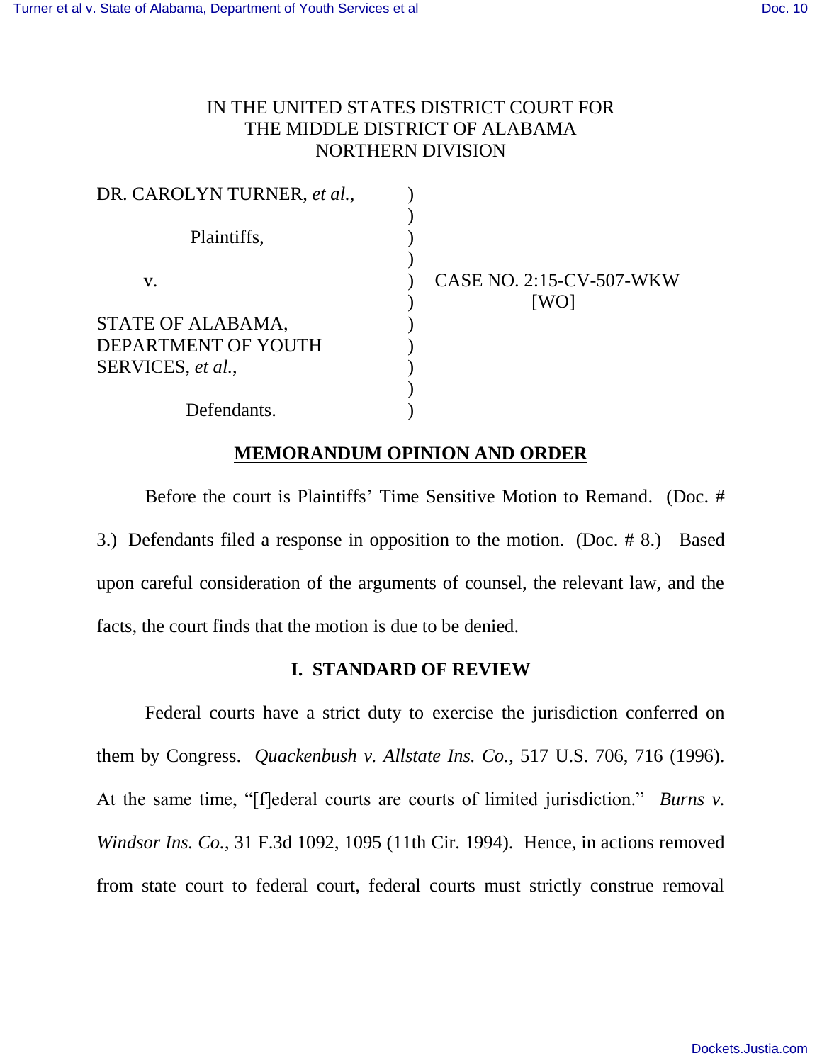IN THE UNITED STATES DISTRICT COURT FOR
THE MIDDLE DISTRICT OF ALABAMA
NORTHERN DIVISION

| | | |
|---|---|---|
| DR. CAROLYN TURNER, *et al.*, | ) | |
| | ) | |
| Plaintiffs, | ) | |
| | ) | |
| v. | ) | CASE NO. 2:15-CV-507-WKW |
| | ) | [WO] |
| STATE OF ALABAMA, DEPARTMENT OF YOUTH SERVICES, *et al.*, | ) | |
| | ) | |
| Defendants. | ) | |

## MEMORANDUM OPINION AND ORDER

Before the court is Plaintiffs' Time Sensitive Motion to Remand. (Doc. # 3.) Defendants filed a response in opposition to the motion. (Doc. # 8.) Based upon careful consideration of the arguments of counsel, the relevant law, and the facts, the court finds that the motion is due to be denied.

### I. STANDARD OF REVIEW

Federal courts have a strict duty to exercise the jurisdiction conferred on them by Congress. *Quackenbush v. Allstate Ins. Co.*, 517 U.S. 706, 716 (1996). At the same time, "[f]ederal courts are courts of limited jurisdiction." *Burns v. Windsor Ins. Co.*, 31 F.3d 1092, 1095 (11th Cir. 1994). Hence, in actions removed from state court to federal court, federal courts must strictly construe removal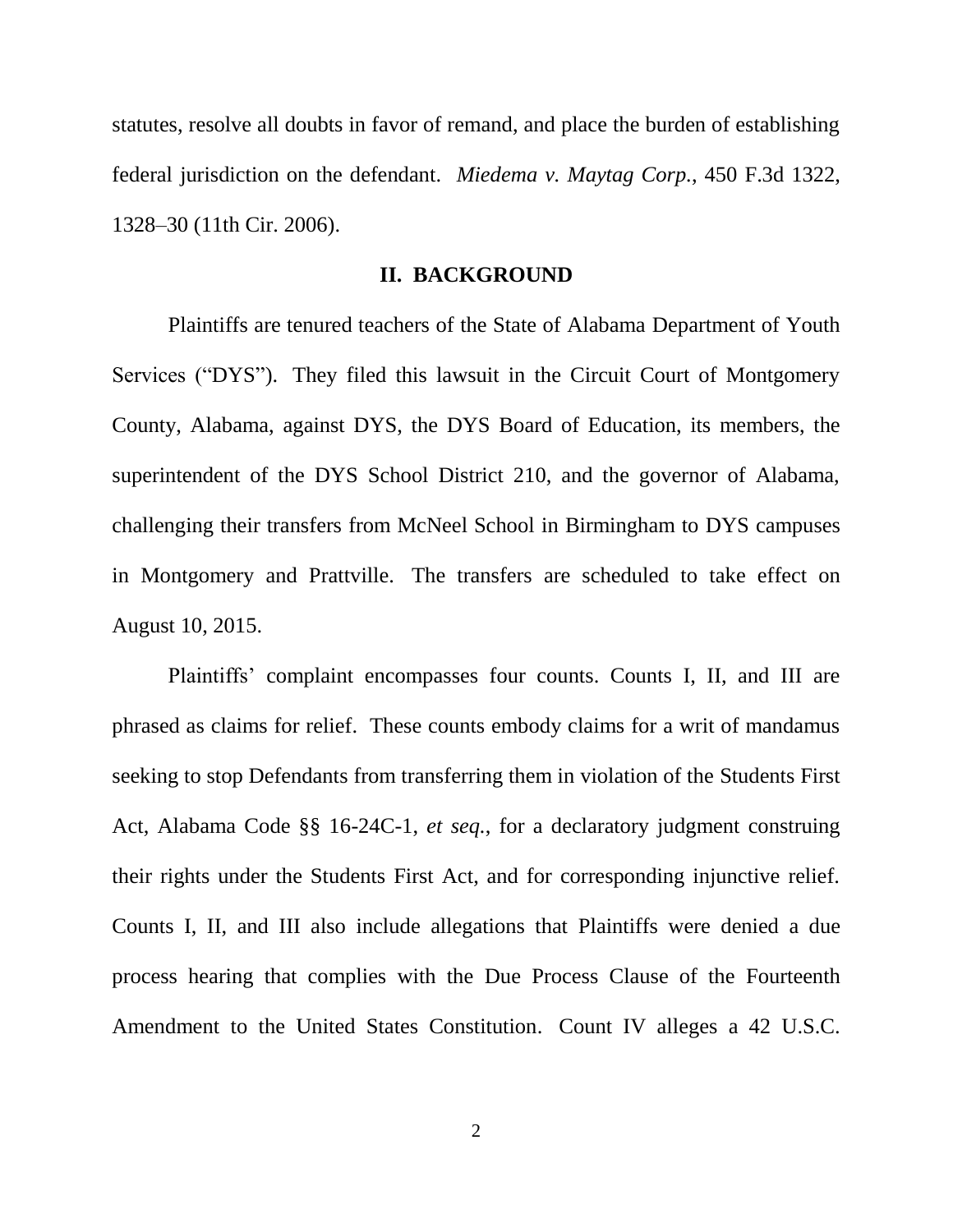statutes, resolve all doubts in favor of remand, and place the burden of establishing federal jurisdiction on the defendant. *Miedema v. Maytag Corp.*, 450 F.3d 1322, 1328–30 (11th Cir. 2006).

## II. BACKGROUND

Plaintiffs are tenured teachers of the State of Alabama Department of Youth Services ("DYS"). They filed this lawsuit in the Circuit Court of Montgomery County, Alabama, against DYS, the DYS Board of Education, its members, the superintendent of the DYS School District 210, and the governor of Alabama, challenging their transfers from McNeel School in Birmingham to DYS campuses in Montgomery and Prattville. The transfers are scheduled to take effect on August 10, 2015.

Plaintiffs' complaint encompasses four counts. Counts I, II, and III are phrased as claims for relief. These counts embody claims for a writ of mandamus seeking to stop Defendants from transferring them in violation of the Students First Act, Alabama Code §§ 16-24C-1, *et seq.*, for a declaratory judgment construing their rights under the Students First Act, and for corresponding injunctive relief. Counts I, II, and III also include allegations that Plaintiffs were denied a due process hearing that complies with the Due Process Clause of the Fourteenth Amendment to the United States Constitution. Count IV alleges a 42 U.S.C.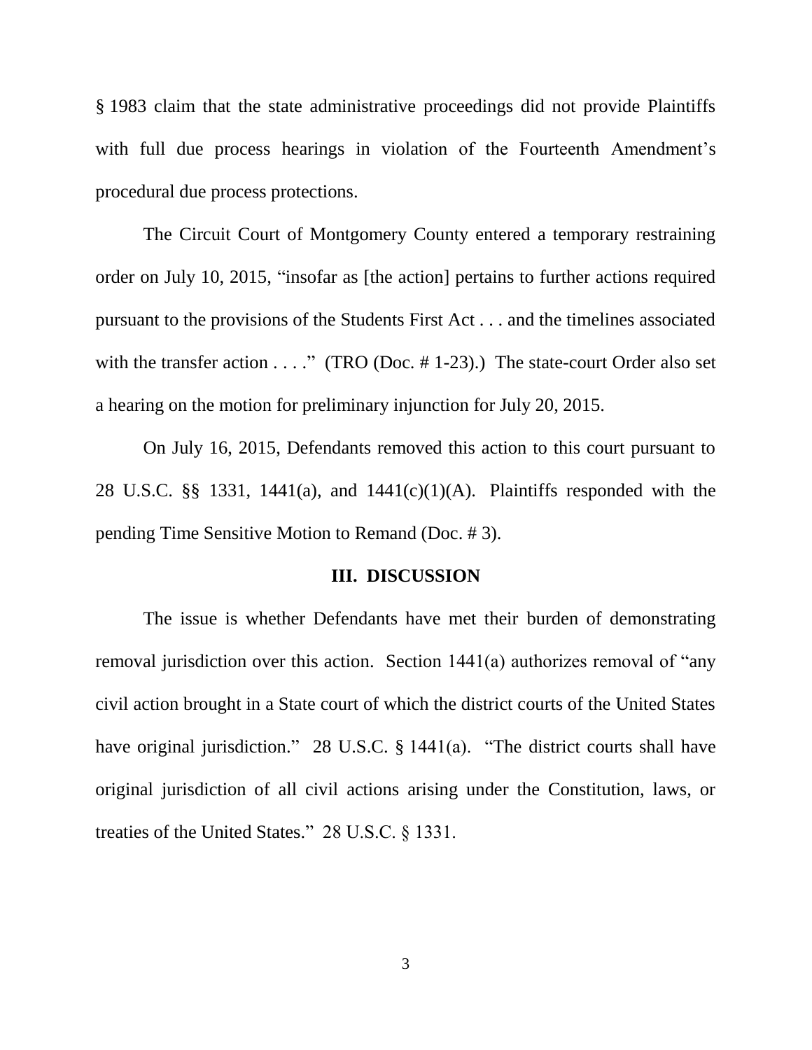§ 1983 claim that the state administrative proceedings did not provide Plaintiffs with full due process hearings in violation of the Fourteenth Amendment's procedural due process protections.

The Circuit Court of Montgomery County entered a temporary restraining order on July 10, 2015, "insofar as [the action] pertains to further actions required pursuant to the provisions of the Students First Act . . . and the timelines associated with the transfer action . . . ." (TRO (Doc. # 1-23).) The state-court Order also set a hearing on the motion for preliminary injunction for July 20, 2015.

On July 16, 2015, Defendants removed this action to this court pursuant to 28 U.S.C. §§ 1331, 1441(a), and 1441(c)(1)(A). Plaintiffs responded with the pending Time Sensitive Motion to Remand (Doc. # 3).

## III. DISCUSSION

The issue is whether Defendants have met their burden of demonstrating removal jurisdiction over this action. Section 1441(a) authorizes removal of "any civil action brought in a State court of which the district courts of the United States have original jurisdiction." 28 U.S.C. § 1441(a). "The district courts shall have original jurisdiction of all civil actions arising under the Constitution, laws, or treaties of the United States." 28 U.S.C. § 1331.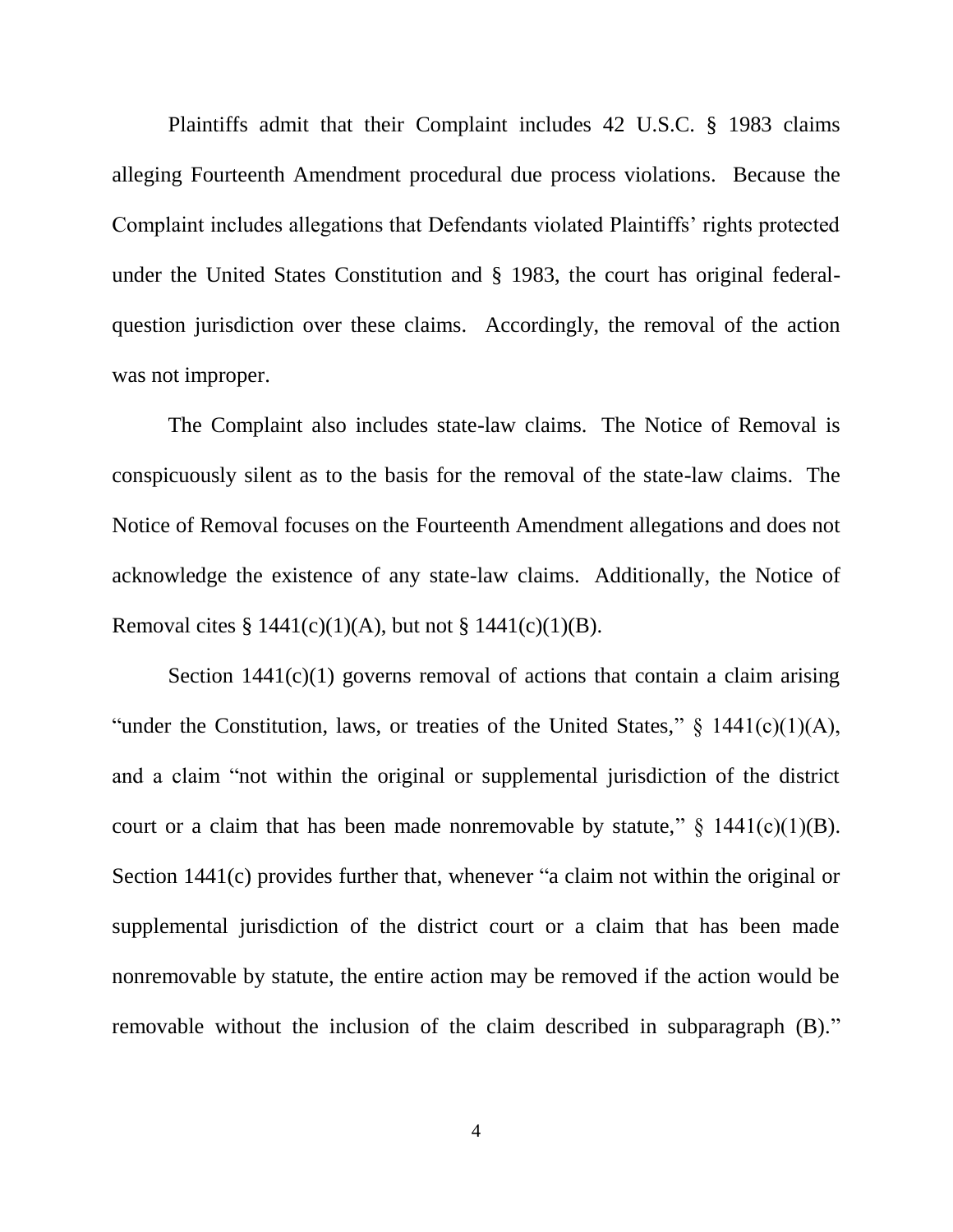Plaintiffs admit that their Complaint includes 42 U.S.C. § 1983 claims alleging Fourteenth Amendment procedural due process violations. Because the Complaint includes allegations that Defendants violated Plaintiffs' rights protected under the United States Constitution and § 1983, the court has original federal-question jurisdiction over these claims. Accordingly, the removal of the action was not improper.

The Complaint also includes state-law claims. The Notice of Removal is conspicuously silent as to the basis for the removal of the state-law claims. The Notice of Removal focuses on the Fourteenth Amendment allegations and does not acknowledge the existence of any state-law claims. Additionally, the Notice of Removal cites § 1441(c)(1)(A), but not § 1441(c)(1)(B).

Section 1441(c)(1) governs removal of actions that contain a claim arising "under the Constitution, laws, or treaties of the United States," § 1441(c)(1)(A), and a claim "not within the original or supplemental jurisdiction of the district court or a claim that has been made nonremovable by statute," § 1441(c)(1)(B). Section 1441(c) provides further that, whenever "a claim not within the original or supplemental jurisdiction of the district court or a claim that has been made nonremovable by statute, the entire action may be removed if the action would be removable without the inclusion of the claim described in subparagraph (B)."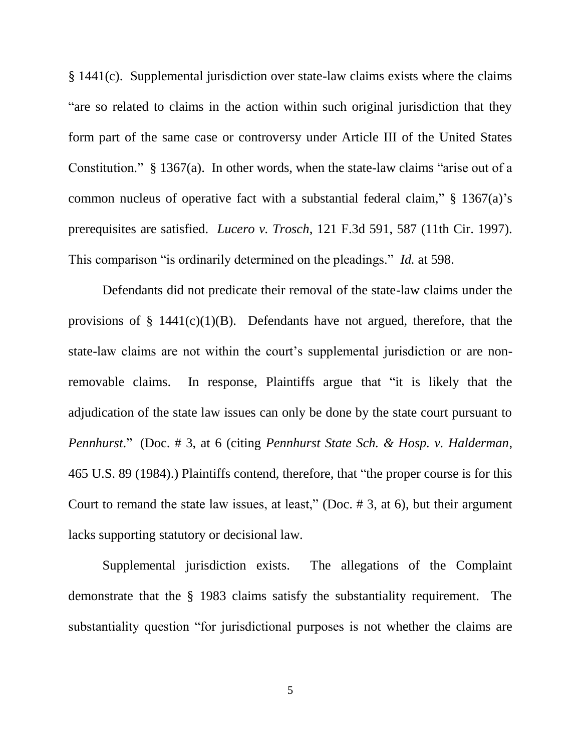§ 1441(c). Supplemental jurisdiction over state-law claims exists where the claims "are so related to claims in the action within such original jurisdiction that they form part of the same case or controversy under Article III of the United States Constitution." § 1367(a). In other words, when the state-law claims "arise out of a common nucleus of operative fact with a substantial federal claim," § 1367(a)'s prerequisites are satisfied. *Lucero v. Trosch*, 121 F.3d 591, 587 (11th Cir. 1997). This comparison "is ordinarily determined on the pleadings." *Id.* at 598.

Defendants did not predicate their removal of the state-law claims under the provisions of § 1441(c)(1)(B). Defendants have not argued, therefore, that the state-law claims are not within the court's supplemental jurisdiction or are non-removable claims. In response, Plaintiffs argue that "it is likely that the adjudication of the state law issues can only be done by the state court pursuant to *Pennhurst*." (Doc. # 3, at 6 (citing *Pennhurst State Sch. & Hosp. v. Halderman*, 465 U.S. 89 (1984).) Plaintiffs contend, therefore, that "the proper course is for this Court to remand the state law issues, at least," (Doc. # 3, at 6), but their argument lacks supporting statutory or decisional law.

Supplemental jurisdiction exists. The allegations of the Complaint demonstrate that the § 1983 claims satisfy the substantiality requirement. The substantiality question "for jurisdictional purposes is not whether the claims are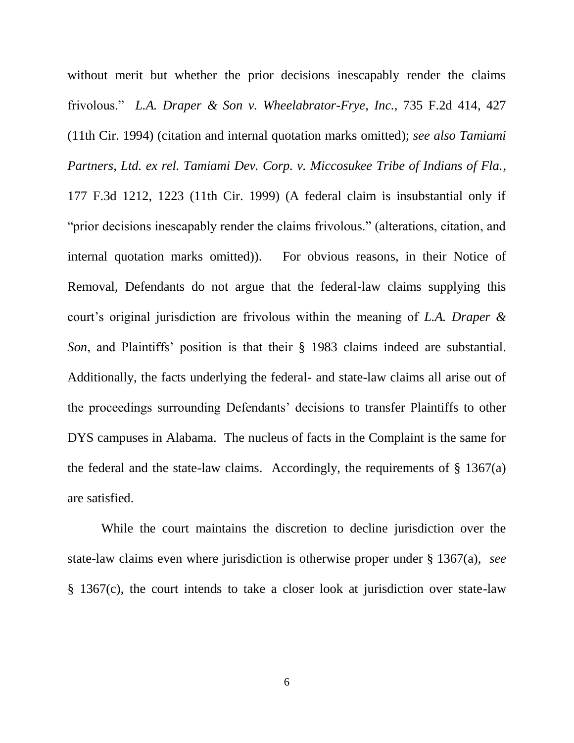without merit but whether the prior decisions inescapably render the claims frivolous." *L.A. Draper & Son v. Wheelabrator-Frye, Inc.*, 735 F.2d 414, 427 (11th Cir. 1994) (citation and internal quotation marks omitted); *see also Tamiami Partners, Ltd. ex rel. Tamiami Dev. Corp. v. Miccosukee Tribe of Indians of Fla.*, 177 F.3d 1212, 1223 (11th Cir. 1999) (A federal claim is insubstantial only if "prior decisions inescapably render the claims frivolous." (alterations, citation, and internal quotation marks omitted)). For obvious reasons, in their Notice of Removal, Defendants do not argue that the federal-law claims supplying this court's original jurisdiction are frivolous within the meaning of *L.A. Draper & Son*, and Plaintiffs' position is that their § 1983 claims indeed are substantial. Additionally, the facts underlying the federal- and state-law claims all arise out of the proceedings surrounding Defendants' decisions to transfer Plaintiffs to other DYS campuses in Alabama. The nucleus of facts in the Complaint is the same for the federal and the state-law claims. Accordingly, the requirements of § 1367(a) are satisfied.

While the court maintains the discretion to decline jurisdiction over the state-law claims even where jurisdiction is otherwise proper under § 1367(a), *see* § 1367(c), the court intends to take a closer look at jurisdiction over state-law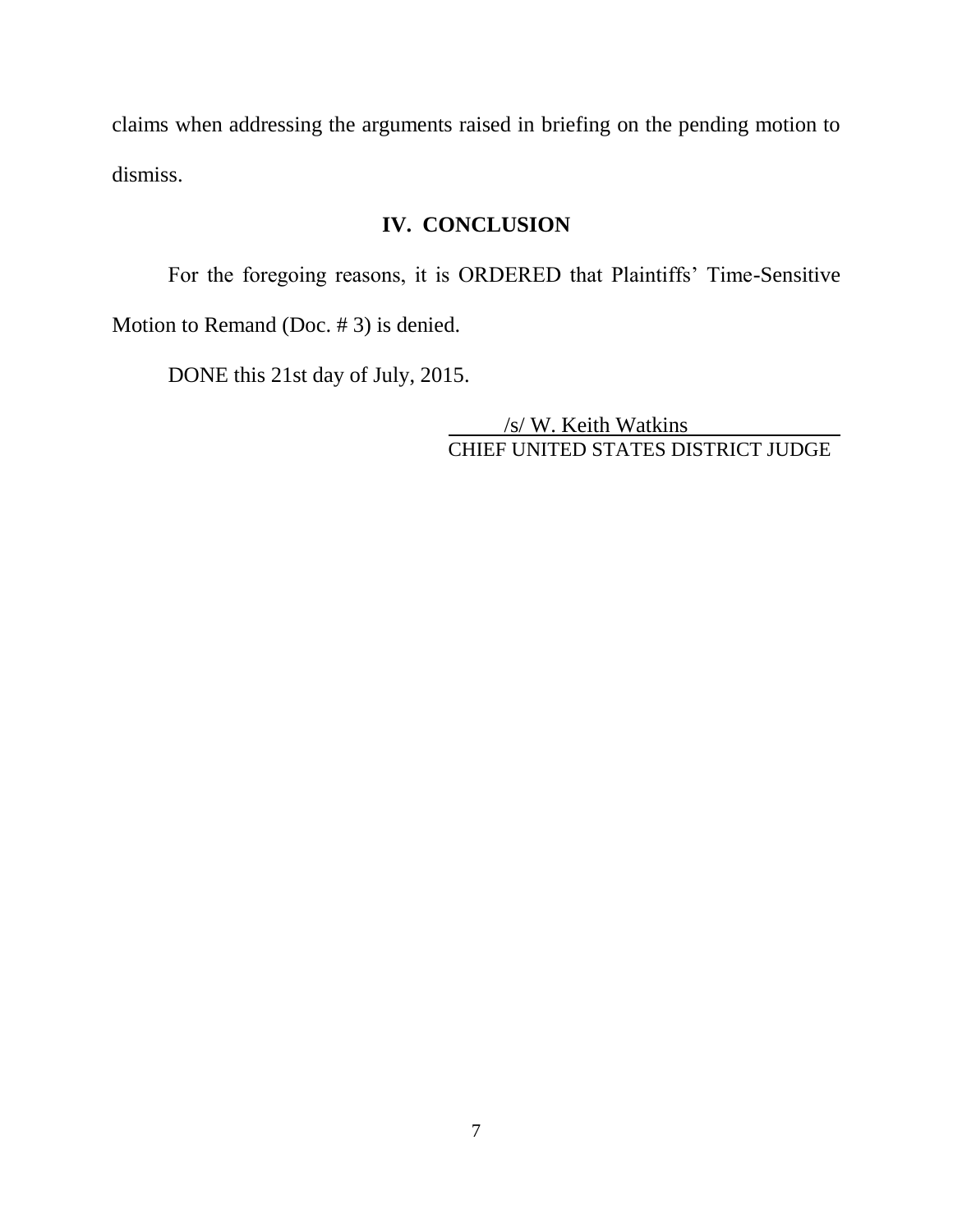claims when addressing the arguments raised in briefing on the pending motion to dismiss.

## IV. CONCLUSION

For the foregoing reasons, it is ORDERED that Plaintiffs' Time-Sensitive Motion to Remand (Doc. # 3) is denied.

DONE this 21st day of July, 2015.

/s/ W. Keith Watkins
CHIEF UNITED STATES DISTRICT JUDGE